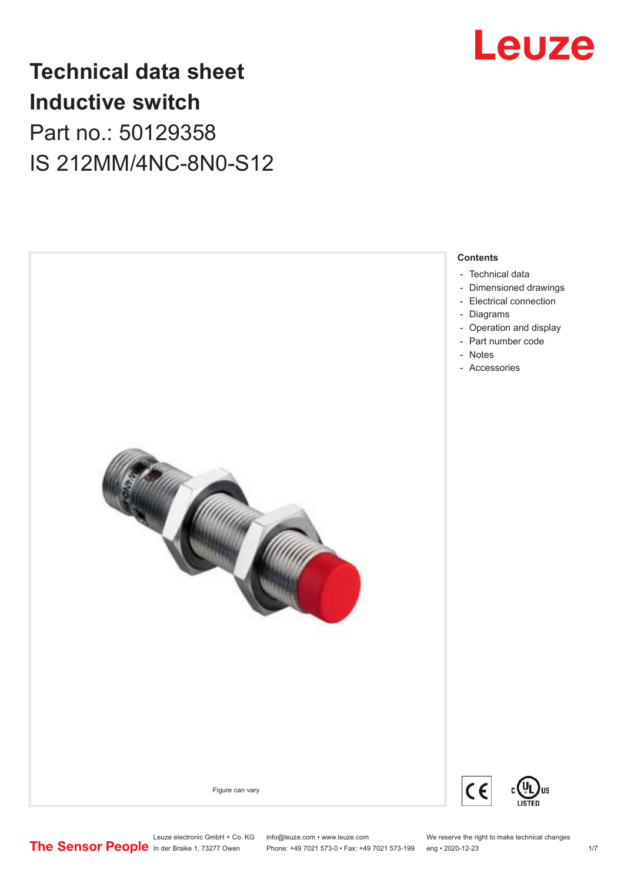# Technical data sheet
# Inductive switch

Part no.: 50129358

IS 212MM/4NC-8N0-S12

Figure can vary

**Contents**

- Technical data
- Dimensioned drawings
- Electrical connection
- Diagrams
- Operation and display
- Part number code
- Notes
- Accessories

Leuze electronic GmbH + Co. KG
In der Braike 1, 73277 Owen

info@leuze.com • www.leuze.com
Phone: +49 7021 573-0 • Fax: +49 7021 573-199

We reserve the right to make technical changes
eng • 2020-12-23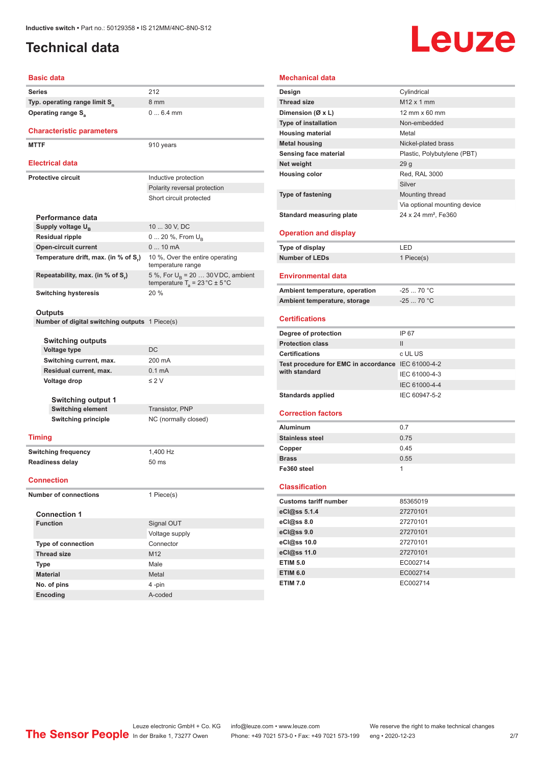# Technical data

## Basic data

| | |
|---|---|
| Series | 212 |
| Typ. operating range limit $S_n$ | 8 mm |
| Operating range $S_a$ | 0 ... 6.4 mm |

## Characteristic parameters

| | |
|---|---|
| MTTF | 910 years |

## Electrical data

| | |
|---|---|
| Protective circuit | Inductive protection |
| | Polarity reversal protection |
| | Short circuit protected |

### Performance data

| | |
|---|---|
| Supply voltage $U_B$ | 10 ... 30 V, DC |
| Residual ripple | 0 ... 20 %, From $U_B$ |
| Open-circuit current | 0 ... 10 mA |
| Temperature drift, max. (in % of $S_r$) | 10 %, Over the entire operating temperature range |
| Repeatability, max. (in % of $S_r$) | 5 %, For $U_B$ = 20 … 30 V DC, ambient temperature $T_a$ = 23 °C ± 5 °C |
| Switching hysteresis | 20 % |

### Outputs

| | |
|---|---|
| Number of digital switching outputs | 1 Piece(s) |

#### Switching outputs

| | |
|---|---|
| Voltage type | DC |
| Switching current, max. | 200 mA |
| Residual current, max. | 0.1 mA |
| Voltage drop | ≤ 2 V |

##### Switching output 1

| | |
|---|---|
| Switching element | Transistor, PNP |
| Switching principle | NC (normally closed) |

## Timing

| | |
|---|---|
| Switching frequency | 1,400 Hz |
| Readiness delay | 50 ms |

## Connection

| | |
|---|---|
| Number of connections | 1 Piece(s) |

### Connection 1

| | |
|---|---|
| Function | Signal OUT |
| | Voltage supply |
| Type of connection | Connector |
| Thread size | M12 |
| Type | Male |
| Material | Metal |
| No. of pins | 4 -pin |
| Encoding | A-coded |

## Mechanical data

| | |
|---|---|
| Design | Cylindrical |
| Thread size | M12 x 1 mm |
| Dimension (Ø x L) | 12 mm x 60 mm |
| Type of installation | Non-embedded |
| Housing material | Metal |
| Metal housing | Nickel-plated brass |
| Sensing face material | Plastic, Polybutylene (PBT) |
| Net weight | 29 g |
| Housing color | Red, RAL 3000 |
| | Silver |
| Type of fastening | Mounting thread |
| | Via optional mounting device |
| Standard measuring plate | 24 x 24 mm², Fe360 |

## Operation and display

| | |
|---|---|
| Type of display | LED |
| Number of LEDs | 1 Piece(s) |

## Environmental data

| | |
|---|---|
| Ambient temperature, operation | -25 ... 70 °C |
| Ambient temperature, storage | -25 ... 70 °C |

## Certifications

| | |
|---|---|
| Degree of protection | IP 67 |
| Protection class | II |
| Certifications | c UL US |
| Test procedure for EMC in accordance with standard | IEC 61000-4-2 |
| | IEC 61000-4-3 |
| | IEC 61000-4-4 |
| Standards applied | IEC 60947-5-2 |

## Correction factors

| | |
|---|---|
| Aluminum | 0.7 |
| Stainless steel | 0.75 |
| Copper | 0.45 |
| Brass | 0.55 |
| Fe360 steel | 1 |

## Classification

| | |
|---|---|
| Customs tariff number | 85365019 |
| eCl@ss 5.1.4 | 27270101 |
| eCl@ss 8.0 | 27270101 |
| eCl@ss 9.0 | 27270101 |
| eCl@ss 10.0 | 27270101 |
| eCl@ss 11.0 | 27270101 |
| ETIM 5.0 | EC002714 |
| ETIM 6.0 | EC002714 |
| ETIM 7.0 | EC002714 |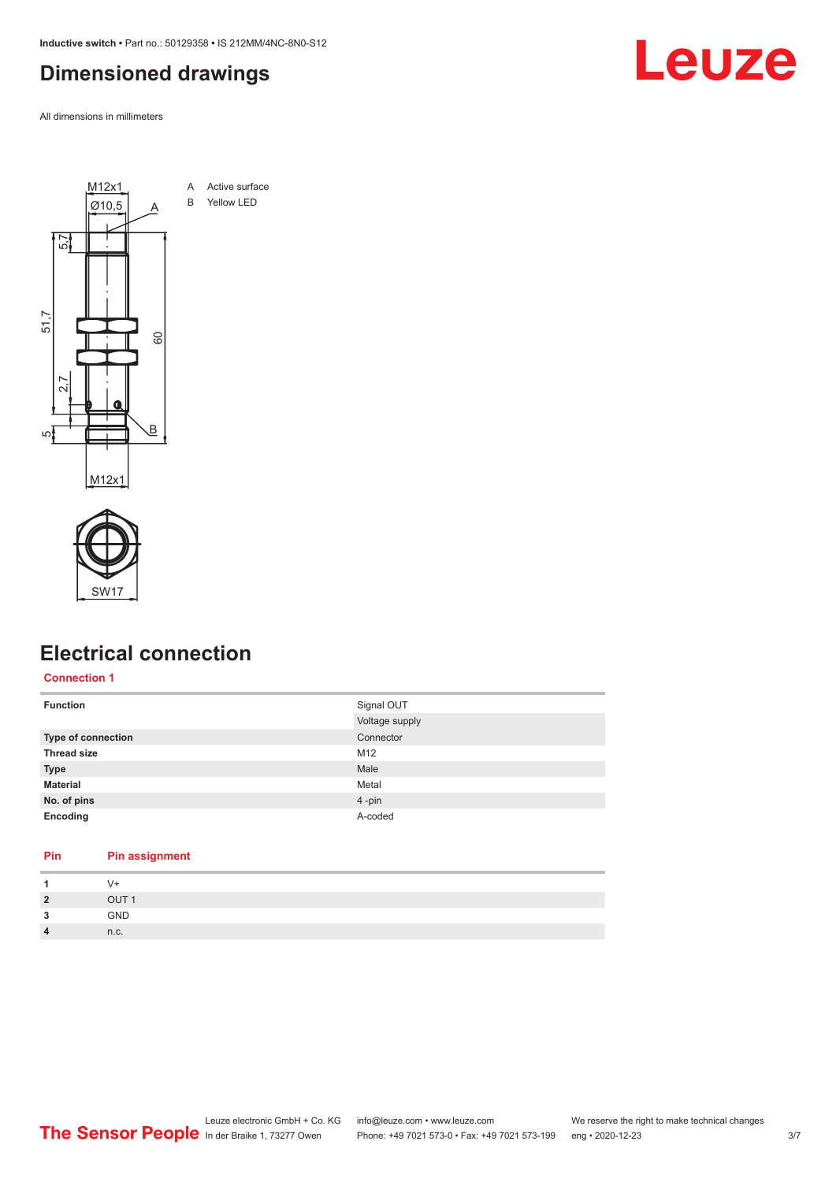# Dimensioned drawings

All dimensions in millimeters

A Active surface
B Yellow LED

# Electrical connection

## Connection 1

| | |
|---|---|
| **Function** | Signal OUT |
| | Voltage supply |
| **Type of connection** | Connector |
| **Thread size** | M12 |
| **Type** | Male |
| **Material** | Metal |
| **No. of pins** | 4 -pin |
| **Encoding** | A-coded |

| Pin | Pin assignment |
|---|---|
| **1** | V+ |
| **2** | OUT 1 |
| **3** | GND |
| **4** | n.c. |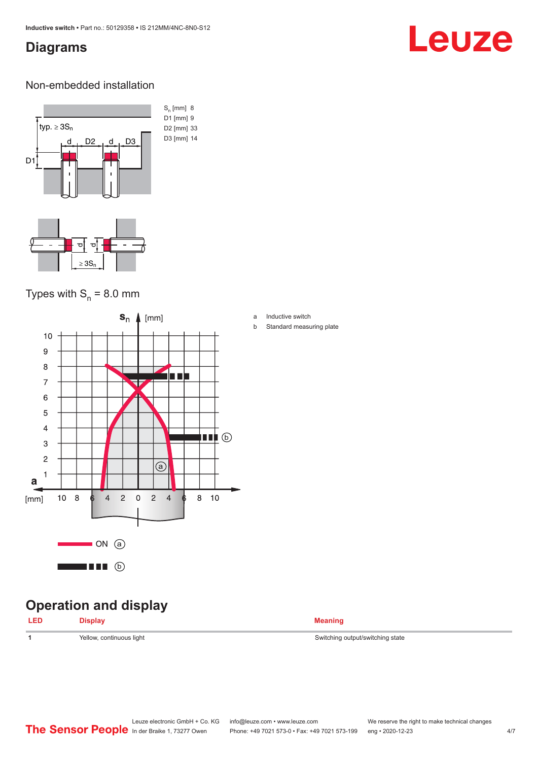## Diagrams

### Non-embedded installation

| | |
|---|---|
| $S_n$ [mm] | 8 |
| D1 [mm] | 9 |
| D2 [mm] | 33 |
| D3 [mm] | 14 |

### Types with $S_n$ = 8.0 mm

a Inductive switch

b Standard measuring plate

## Operation and display

| LED | Display | Meaning |
|---|---|---|
| 1 | Yellow, continuous light | Switching output/switching state |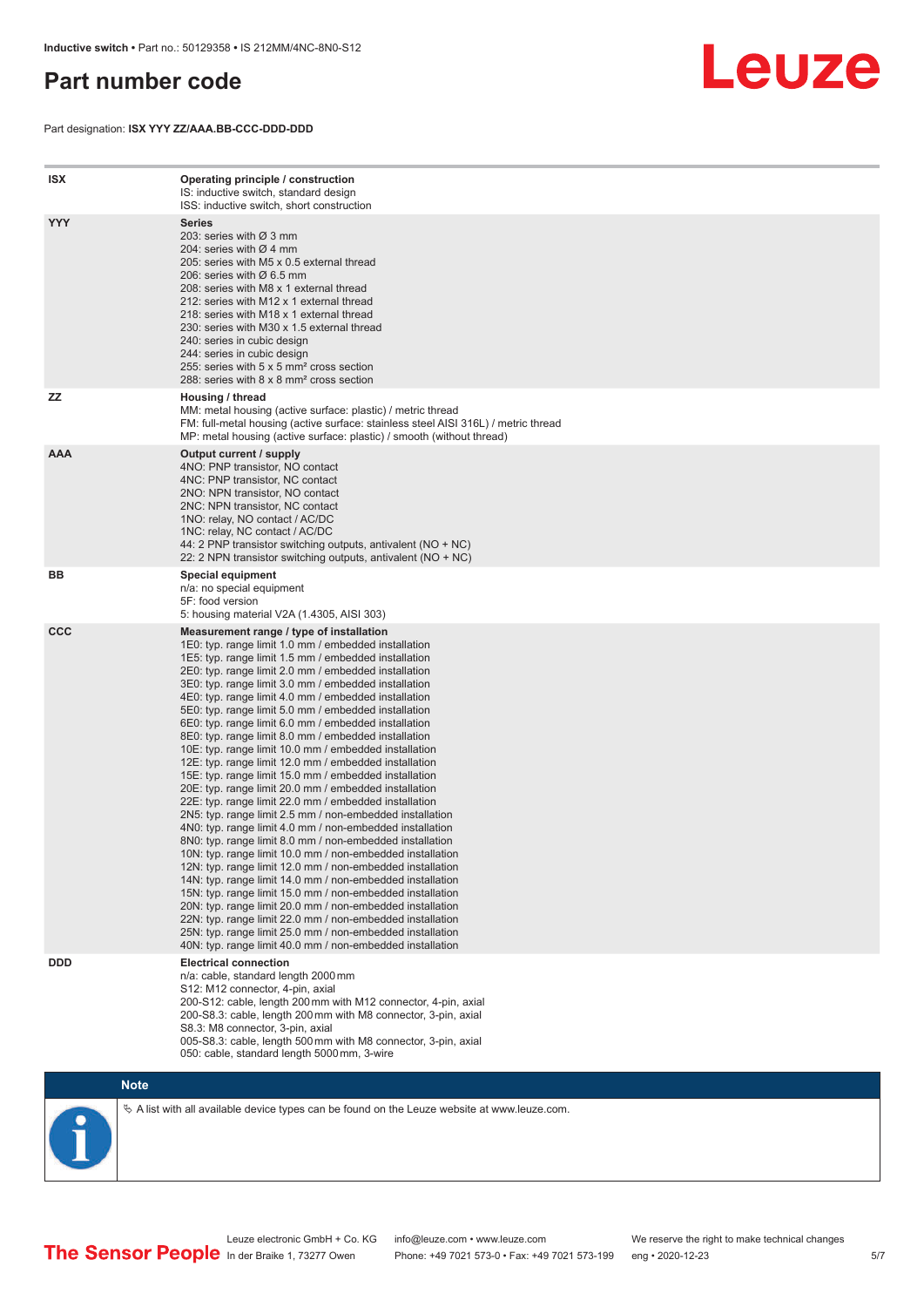# Part number code

Part designation: **ISX YYY ZZ/AAA.BB-CCC-DDD-DDD**

| | |
|---|---|
| **ISX** | **Operating principle / construction**<br>IS: inductive switch, standard design<br>ISS: inductive switch, short construction |
| **YYY** | **Series**<br>203: series with Ø 3 mm<br>204: series with Ø 4 mm<br>205: series with M5 x 0.5 external thread<br>206: series with Ø 6.5 mm<br>208: series with M8 x 1 external thread<br>212: series with M12 x 1 external thread<br>218: series with M18 x 1 external thread<br>230: series with M30 x 1.5 external thread<br>240: series in cubic design<br>244: series in cubic design<br>255: series with 5 x 5 mm² cross section<br>288: series with 8 x 8 mm² cross section |
| **ZZ** | **Housing / thread**<br>MM: metal housing (active surface: plastic) / metric thread<br>FM: full-metal housing (active surface: stainless steel AISI 316L) / metric thread<br>MP: metal housing (active surface: plastic) / smooth (without thread) |
| **AAA** | **Output current / supply**<br>4NO: PNP transistor, NO contact<br>4NC: PNP transistor, NC contact<br>2NO: NPN transistor, NO contact<br>2NC: NPN transistor, NC contact<br>1NO: relay, NO contact / AC/DC<br>1NC: relay, NC contact / AC/DC<br>44: 2 PNP transistor switching outputs, antivalent (NO + NC)<br>22: 2 NPN transistor switching outputs, antivalent (NO + NC) |
| **BB** | **Special equipment**<br>n/a: no special equipment<br>5F: food version<br>5: housing material V2A (1.4305, AISI 303) |
| **CCC** | **Measurement range / type of installation**<br>1E0: typ. range limit 1.0 mm / embedded installation<br>1E5: typ. range limit 1.5 mm / embedded installation<br>2E0: typ. range limit 2.0 mm / embedded installation<br>3E0: typ. range limit 3.0 mm / embedded installation<br>4E0: typ. range limit 4.0 mm / embedded installation<br>5E0: typ. range limit 5.0 mm / embedded installation<br>6E0: typ. range limit 6.0 mm / embedded installation<br>8E0: typ. range limit 8.0 mm / embedded installation<br>10E: typ. range limit 10.0 mm / embedded installation<br>12E: typ. range limit 12.0 mm / embedded installation<br>15E: typ. range limit 15.0 mm / embedded installation<br>20E: typ. range limit 20.0 mm / embedded installation<br>22E: typ. range limit 22.0 mm / embedded installation<br>2N5: typ. range limit 2.5 mm / non-embedded installation<br>4N0: typ. range limit 4.0 mm / non-embedded installation<br>8N0: typ. range limit 8.0 mm / non-embedded installation<br>10N: typ. range limit 10.0 mm / non-embedded installation<br>12N: typ. range limit 12.0 mm / non-embedded installation<br>14N: typ. range limit 14.0 mm / non-embedded installation<br>15N: typ. range limit 15.0 mm / non-embedded installation<br>20N: typ. range limit 20.0 mm / non-embedded installation<br>22N: typ. range limit 22.0 mm / non-embedded installation<br>25N: typ. range limit 25.0 mm / non-embedded installation<br>40N: typ. range limit 40.0 mm / non-embedded installation |
| **DDD** | **Electrical connection**<br>n/a: cable, standard length 2000 mm<br>S12: M12 connector, 4-pin, axial<br>200-S12: cable, length 200 mm with M12 connector, 4-pin, axial<br>200-S8.3: cable, length 200 mm with M8 connector, 3-pin, axial<br>S8.3: M8 connector, 3-pin, axial<br>005-S8.3: cable, length 500 mm with M8 connector, 3-pin, axial<br>050: cable, standard length 5000 mm, 3-wire |

**Note**

↳ A list with all available device types can be found on the Leuze website at www.leuze.com.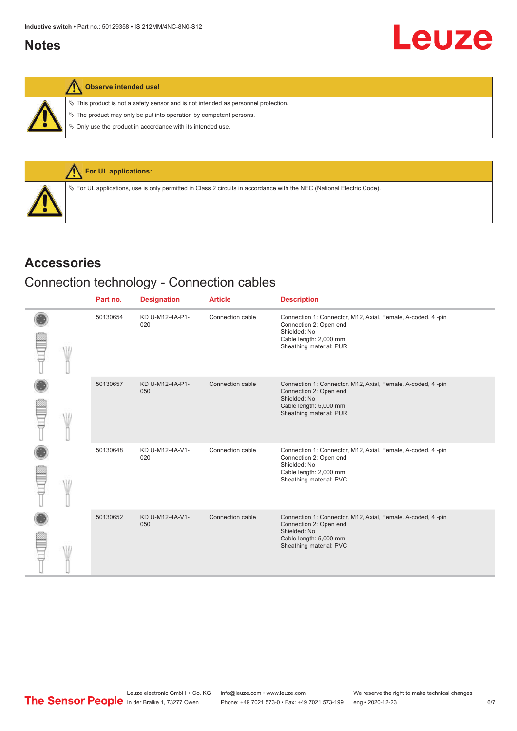## Notes

**Observe intended use!**

- This product is not a safety sensor and is not intended as personnel protection.
- The product may only be put into operation by competent persons.
- Only use the product in accordance with its intended use.

**For UL applications:**

- For UL applications, use is only permitted in Class 2 circuits in accordance with the NEC (National Electric Code).

# Accessories

## Connection technology - Connection cables

| Part no. | Designation | Article | Description |
|---|---|---|---|
| 50130654 | KD U-M12-4A-P1-020 | Connection cable | Connection 1: Connector, M12, Axial, Female, A-coded, 4 -pin<br>Connection 2: Open end<br>Shielded: No<br>Cable length: 2,000 mm<br>Sheathing material: PUR |
| 50130657 | KD U-M12-4A-P1-050 | Connection cable | Connection 1: Connector, M12, Axial, Female, A-coded, 4 -pin<br>Connection 2: Open end<br>Shielded: No<br>Cable length: 5,000 mm<br>Sheathing material: PUR |
| 50130648 | KD U-M12-4A-V1-020 | Connection cable | Connection 1: Connector, M12, Axial, Female, A-coded, 4 -pin<br>Connection 2: Open end<br>Shielded: No<br>Cable length: 2,000 mm<br>Sheathing material: PVC |
| 50130652 | KD U-M12-4A-V1-050 | Connection cable | Connection 1: Connector, M12, Axial, Female, A-coded, 4 -pin<br>Connection 2: Open end<br>Shielded: No<br>Cable length: 5,000 mm<br>Sheathing material: PVC |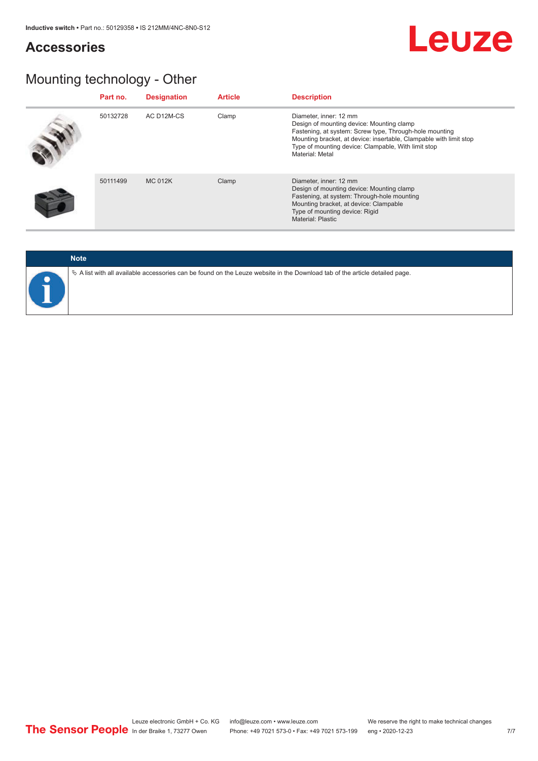## Accessories

### Mounting technology - Other

| | Part no. | Designation | Article | Description |
|---|---|---|---|---|
| | 50132728 | AC D12M-CS | Clamp | Diameter, inner: 12 mm<br>Design of mounting device: Mounting clamp<br>Fastening, at system: Screw type, Through-hole mounting<br>Mounting bracket, at device: insertable, Clampable with limit stop<br>Type of mounting device: Clampable, With limit stop<br>Material: Metal |
| | 50111499 | MC 012K | Clamp | Diameter, inner: 12 mm<br>Design of mounting device: Mounting clamp<br>Fastening, at system: Through-hole mounting<br>Mounting bracket, at device: Clampable<br>Type of mounting device: Rigid<br>Material: Plastic |

**Note**

↳ A list with all available accessories can be found on the Leuze website in the Download tab of the article detailed page.